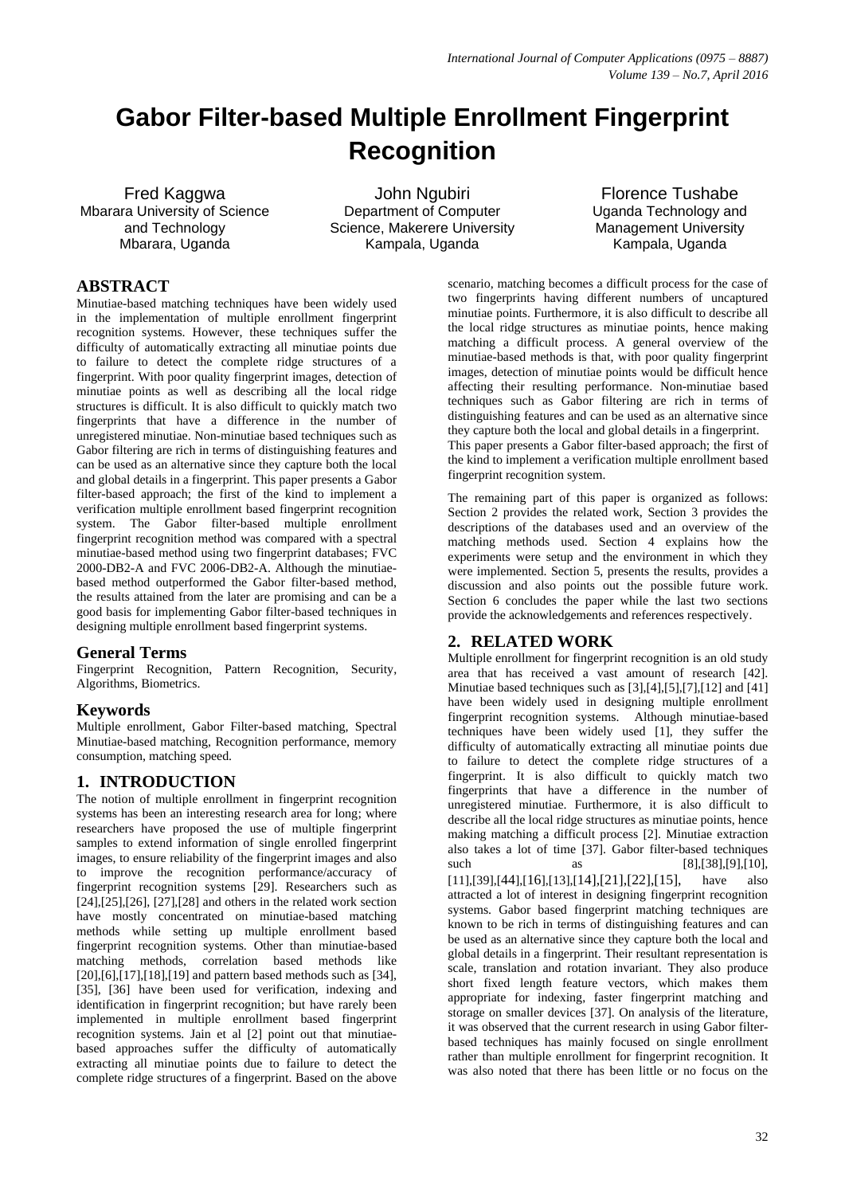# Gabor Filter-based Multiple Enrollment Fingerprint Recognition

Fred Kaggwa
Mbarara University of Science and Technology
Mbarara, Uganda

John Ngubiri
Department of Computer Science, Makerere University
Kampala, Uganda

Florence Tushabe
Uganda Technology and Management University
Kampala, Uganda

## ABSTRACT

Minutiae-based matching techniques have been widely used in the implementation of multiple enrollment fingerprint recognition systems. However, these techniques suffer the difficulty of automatically extracting all minutiae points due to failure to detect the complete ridge structures of a fingerprint. With poor quality fingerprint images, detection of minutiae points as well as describing all the local ridge structures is difficult. It is also difficult to quickly match two fingerprints that have a difference in the number of unregistered minutiae. Non-minutiae based techniques such as Gabor filtering are rich in terms of distinguishing features and can be used as an alternative since they capture both the local and global details in a fingerprint. This paper presents a Gabor filter-based approach; the first of the kind to implement a verification multiple enrollment based fingerprint recognition system. The Gabor filter-based multiple enrollment fingerprint recognition method was compared with a spectral minutiae-based method using two fingerprint databases; FVC 2000-DB2-A and FVC 2006-DB2-A. Although the minutiae-based method outperformed the Gabor filter-based method, the results attained from the later are promising and can be a good basis for implementing Gabor filter-based techniques in designing multiple enrollment based fingerprint systems.

## General Terms

Fingerprint Recognition, Pattern Recognition, Security, Algorithms, Biometrics.

## Keywords

Multiple enrollment, Gabor Filter-based matching, Spectral Minutiae-based matching, Recognition performance, memory consumption, matching speed.

## 1. INTRODUCTION

The notion of multiple enrollment in fingerprint recognition systems has been an interesting research area for long; where researchers have proposed the use of multiple fingerprint samples to extend information of single enrolled fingerprint images, to ensure reliability of the fingerprint images and also to improve the recognition performance/accuracy of fingerprint recognition systems [29]. Researchers such as [24],[25],[26], [27],[28] and others in the related work section have mostly concentrated on minutiae-based matching methods while setting up multiple enrollment based fingerprint recognition systems. Other than minutiae-based matching methods, correlation based methods like [20],[6],[17],[18],[19] and pattern based methods such as [34], [35], [36] have been used for verification, indexing and identification in fingerprint recognition; but have rarely been implemented in multiple enrollment based fingerprint recognition systems. Jain et al [2] point out that minutiae-based approaches suffer the difficulty of automatically extracting all minutiae points due to failure to detect the complete ridge structures of a fingerprint. Based on the above scenario, matching becomes a difficult process for the case of two fingerprints having different numbers of uncaptured minutiae points. Furthermore, it is also difficult to describe all the local ridge structures as minutiae points, hence making matching a difficult process. A general overview of the minutiae-based methods is that, with poor quality fingerprint images, detection of minutiae points would be difficult hence affecting their resulting performance. Non-minutiae based techniques such as Gabor filtering are rich in terms of distinguishing features and can be used as an alternative since they capture both the local and global details in a fingerprint.
This paper presents a Gabor filter-based approach; the first of the kind to implement a verification multiple enrollment based fingerprint recognition system.

The remaining part of this paper is organized as follows: Section 2 provides the related work, Section 3 provides the descriptions of the databases used and an overview of the matching methods used. Section 4 explains how the experiments were setup and the environment in which they were implemented. Section 5, presents the results, provides a discussion and also points out the possible future work. Section 6 concludes the paper while the last two sections provide the acknowledgements and references respectively.

## 2. RELATED WORK

Multiple enrollment for fingerprint recognition is an old study area that has received a vast amount of research [42]. Minutiae based techniques such as [3],[4],[5],[7],[12] and [41] have been widely used in designing multiple enrollment fingerprint recognition systems. Although minutiae-based techniques have been widely used [1], they suffer the difficulty of automatically extracting all minutiae points due to failure to detect the complete ridge structures of a fingerprint. It is also difficult to quickly match two fingerprints that have a difference in the number of unregistered minutiae. Furthermore, it is also difficult to describe all the local ridge structures as minutiae points, hence making matching a difficult process [2]. Minutiae extraction also takes a lot of time [37]. Gabor filter-based techniques such as [8],[38],[9],[10], [11],[39],[44],[16],[13],[14],[21],[22],[15], have also attracted a lot of interest in designing fingerprint recognition systems. Gabor based fingerprint matching techniques are known to be rich in terms of distinguishing features and can be used as an alternative since they capture both the local and global details in a fingerprint. Their resultant representation is scale, translation and rotation invariant. They also produce short fixed length feature vectors, which makes them appropriate for indexing, faster fingerprint matching and storage on smaller devices [37]. On analysis of the literature, it was observed that the current research in using Gabor filter-based techniques has mainly focused on single enrollment rather than multiple enrollment for fingerprint recognition. It was also noted that there has been little or no focus on the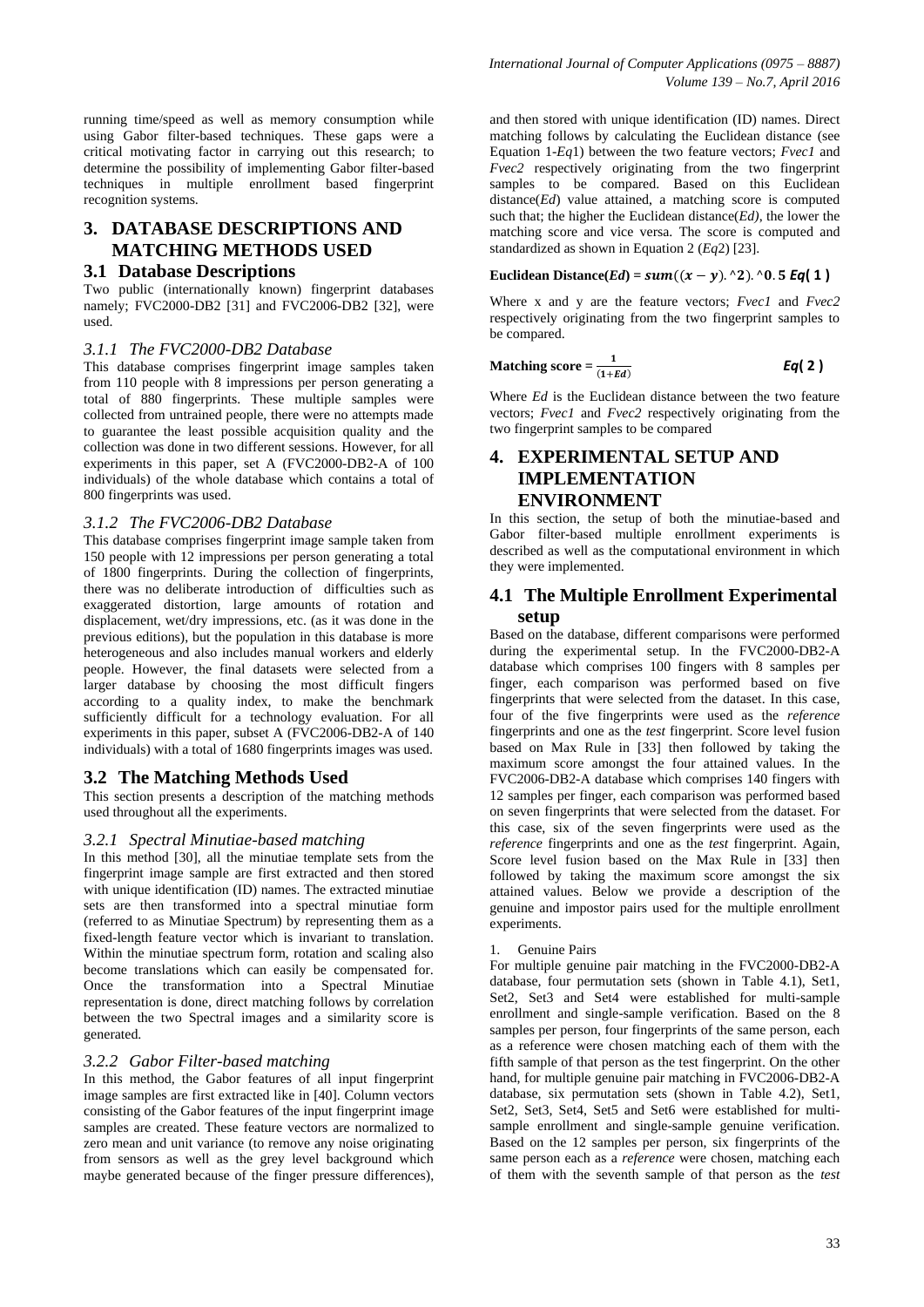running time/speed as well as memory consumption while using Gabor filter-based techniques. These gaps were a critical motivating factor in carrying out this research; to determine the possibility of implementing Gabor filter-based techniques in multiple enrollment based fingerprint recognition systems.

## 3. DATABASE DESCRIPTIONS AND MATCHING METHODS USED

### 3.1 Database Descriptions

Two public (internationally known) fingerprint databases namely; FVC2000-DB2 [31] and FVC2006-DB2 [32], were used.

#### *3.1.1 The FVC2000-DB2 Database*

This database comprises fingerprint image samples taken from 110 people with 8 impressions per person generating a total of 880 fingerprints. These multiple samples were collected from untrained people, there were no attempts made to guarantee the least possible acquisition quality and the collection was done in two different sessions. However, for all experiments in this paper, set A (FVC2000-DB2-A of 100 individuals) of the whole database which contains a total of 800 fingerprints was used.

#### *3.1.2 The FVC2006-DB2 Database*

This database comprises fingerprint image sample taken from 150 people with 12 impressions per person generating a total of 1800 fingerprints. During the collection of fingerprints, there was no deliberate introduction of difficulties such as exaggerated distortion, large amounts of rotation and displacement, wet/dry impressions, etc. (as it was done in the previous editions), but the population in this database is more heterogeneous and also includes manual workers and elderly people. However, the final datasets were selected from a larger database by choosing the most difficult fingers according to a quality index, to make the benchmark sufficiently difficult for a technology evaluation. For all experiments in this paper, subset A (FVC2006-DB2-A of 140 individuals) with a total of 1680 fingerprints images was used.

### 3.2 The Matching Methods Used

This section presents a description of the matching methods used throughout all the experiments.

#### *3.2.1 Spectral Minutiae-based matching*

In this method [30], all the minutiae template sets from the fingerprint image sample are first extracted and then stored with unique identification (ID) names. The extracted minutiae sets are then transformed into a spectral minutiae form (referred to as Minutiae Spectrum) by representing them as a fixed-length feature vector which is invariant to translation. Within the minutiae spectrum form, rotation and scaling also become translations which can easily be compensated for. Once the transformation into a Spectral Minutiae representation is done, direct matching follows by correlation between the two Spectral images and a similarity score is generated.

#### *3.2.2 Gabor Filter-based matching*

In this method, the Gabor features of all input fingerprint image samples are first extracted like in [40]. Column vectors consisting of the Gabor features of the input fingerprint image samples are created. These feature vectors are normalized to zero mean and unit variance (to remove any noise originating from sensors as well as the grey level background which maybe generated because of the finger pressure differences), and then stored with unique identification (ID) names. Direct matching follows by calculating the Euclidean distance (see Equation 1-*Eq*1) between the two feature vectors; *Fvec1* and *Fvec2* respectively originating from the two fingerprint samples to be compared. Based on this Euclidean distance(*Ed*) value attained, a matching score is computed such that; the higher the Euclidean distance(*Ed*), the lower the matching score and vice versa. The score is computed and standardized as shown in Equation 2 (*Eq*2) [23].

$$\textbf{Euclidean Distance}(Ed) = sum((x-y).\hat{}2).\hat{}0.5 \quad Eq(1)$$

Where x and y are the feature vectors; *Fvec1* and *Fvec2* respectively originating from the two fingerprint samples to be compared.

$$\textbf{Matching score} = \frac{1}{(1+Ed)} \quad Eq(2)$$

Where *Ed* is the Euclidean distance between the two feature vectors; *Fvec1* and *Fvec2* respectively originating from the two fingerprint samples to be compared

## 4. EXPERIMENTAL SETUP AND IMPLEMENTATION ENVIRONMENT

In this section, the setup of both the minutiae-based and Gabor filter-based multiple enrollment experiments is described as well as the computational environment in which they were implemented.

### 4.1 The Multiple Enrollment Experimental setup

Based on the database, different comparisons were performed during the experimental setup. In the FVC2000-DB2-A database which comprises 100 fingers with 8 samples per finger, each comparison was performed based on five fingerprints that were selected from the dataset. In this case, four of the five fingerprints were used as the *reference* fingerprints and one as the *test* fingerprint. Score level fusion based on Max Rule in [33] then followed by taking the maximum score amongst the four attained values. In the FVC2006-DB2-A database which comprises 140 fingers with 12 samples per finger, each comparison was performed based on seven fingerprints that were selected from the dataset. For this case, six of the seven fingerprints were used as the *reference* fingerprints and one as the *test* fingerprint. Again, Score level fusion based on the Max Rule in [33] then followed by taking the maximum score amongst the six attained values. Below we provide a description of the genuine and impostor pairs used for the multiple enrollment experiments.

1. Genuine Pairs

For multiple genuine pair matching in the FVC2000-DB2-A database, four permutation sets (shown in Table 4.1), Set1, Set2, Set3 and Set4 were established for multi-sample enrollment and single-sample verification. Based on the 8 samples per person, four fingerprints of the same person, each as a reference were chosen matching each of them with the fifth sample of that person as the test fingerprint. On the other hand, for multiple genuine pair matching in FVC2006-DB2-A database, six permutation sets (shown in Table 4.2), Set1, Set2, Set3, Set4, Set5 and Set6 were established for multi-sample enrollment and single-sample genuine verification. Based on the 12 samples per person, six fingerprints of the same person each as a *reference* were chosen, matching each of them with the seventh sample of that person as the *test*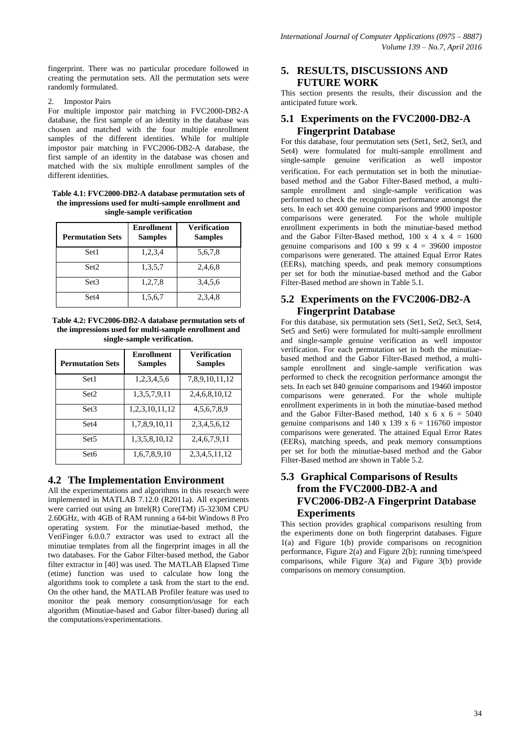fingerprint. There was no particular procedure followed in creating the permutation sets. All the permutation sets were randomly formulated.

2. Impostor Pairs

For multiple impostor pair matching in FVC2000-DB2-A database, the first sample of an identity in the database was chosen and matched with the four multiple enrollment samples of the different identities. While for multiple impostor pair matching in FVC2006-DB2-A database, the first sample of an identity in the database was chosen and matched with the six multiple enrollment samples of the different identities.

**Table 4.1: FVC2000-DB2-A database permutation sets of the impressions used for multi-sample enrollment and single-sample verification**

| Permutation Sets | Enrollment Samples | Verification Samples |
|---|---|---|
| Set1 | 1,2,3,4 | 5,6,7,8 |
| Set2 | 1,3,5,7 | 2,4,6,8 |
| Set3 | 1,2,7,8 | 3,4,5,6 |
| Set4 | 1,5,6,7 | 2,3,4,8 |

**Table 4.2: FVC2006-DB2-A database permutation sets of the impressions used for multi-sample enrollment and single-sample verification.**

| Permutation Sets | Enrollment Samples | Verification Samples |
|---|---|---|
| Set1 | 1,2,3,4,5,6 | 7,8,9,10,11,12 |
| Set2 | 1,3,5,7,9,11 | 2,4,6,8,10,12 |
| Set3 | 1,2,3,10,11,12 | 4,5,6,7,8,9 |
| Set4 | 1,7,8,9,10,11 | 2,3,4,5,6,12 |
| Set5 | 1,3,5,8,10,12 | 2,4,6,7,9,11 |
| Set6 | 1,6,7,8,9,10 | 2,3,4,5,11,12 |

## 4.2 The Implementation Environment

All the experimentations and algorithms in this research were implemented in MATLAB 7.12.0 (R2011a). All experiments were carried out using an Intel(R) Core(TM) i5-3230M CPU 2.60GHz, with 4GB of RAM running a 64-bit Windows 8 Pro operating system. For the minutiae-based method, the VeriFinger 6.0.0.7 extractor was used to extract all the minutiae templates from all the fingerprint images in all the two databases. For the Gabor Filter-based method, the Gabor filter extractor in [40] was used. The MATLAB Elapsed Time (etime) function was used to calculate how long the algorithms took to complete a task from the start to the end. On the other hand, the MATLAB Profiler feature was used to monitor the peak memory consumption/usage for each algorithm (Minutiae-based and Gabor filter-based) during all the computations/experimentations.

# 5. RESULTS, DISCUSSIONS AND FUTURE WORK

This section presents the results, their discussion and the anticipated future work.

## 5.1 Experiments on the FVC2000-DB2-A Fingerprint Database

For this database, four permutation sets (Set1, Set2, Set3, and Set4) were formulated for multi-sample enrollment and single-sample genuine verification as well impostor verification. For each permutation set in both the minutiae-based method and the Gabor Filter-Based method, a multi-sample enrollment and single-sample verification was performed to check the recognition performance amongst the sets. In each set 400 genuine comparisons and 9900 impostor comparisons were generated. For the whole multiple enrollment experiments in both the minutiae-based method and the Gabor Filter-Based method, 100 x 4 x 4 = 1600 genuine comparisons and 100 x 99 x 4 = 39600 impostor comparisons were generated. The attained Equal Error Rates (EERs), matching speeds, and peak memory consumptions per set for both the minutiae-based method and the Gabor Filter-Based method are shown in Table 5.1.

## 5.2 Experiments on the FVC2006-DB2-A Fingerprint Database

For this database, six permutation sets (Set1, Set2, Set3, Set4, Set5 and Set6) were formulated for multi-sample enrollment and single-sample genuine verification as well impostor verification. For each permutation set in both the minutiae-based method and the Gabor Filter-Based method, a multi-sample enrollment and single-sample verification was performed to check the recognition performance amongst the sets. In each set 840 genuine comparisons and 19460 impostor comparisons were generated. For the whole multiple enrollment experiments in in both the minutiae-based method and the Gabor Filter-Based method, 140 x 6 x 6 = 5040 genuine comparisons and 140 x 139 x 6 = 116760 impostor comparisons were generated. The attained Equal Error Rates (EERs), matching speeds, and peak memory consumptions per set for both the minutiae-based method and the Gabor Filter-Based method are shown in Table 5.2.

## 5.3 Graphical Comparisons of Results from the FVC2000-DB2-A and FVC2006-DB2-A Fingerprint Database Experiments

This section provides graphical comparisons resulting from the experiments done on both fingerprint databases. Figure 1(a) and Figure 1(b) provide comparisons on recognition performance, Figure 2(a) and Figure 2(b); running time/speed comparisons, while Figure 3(a) and Figure 3(b) provide comparisons on memory consumption.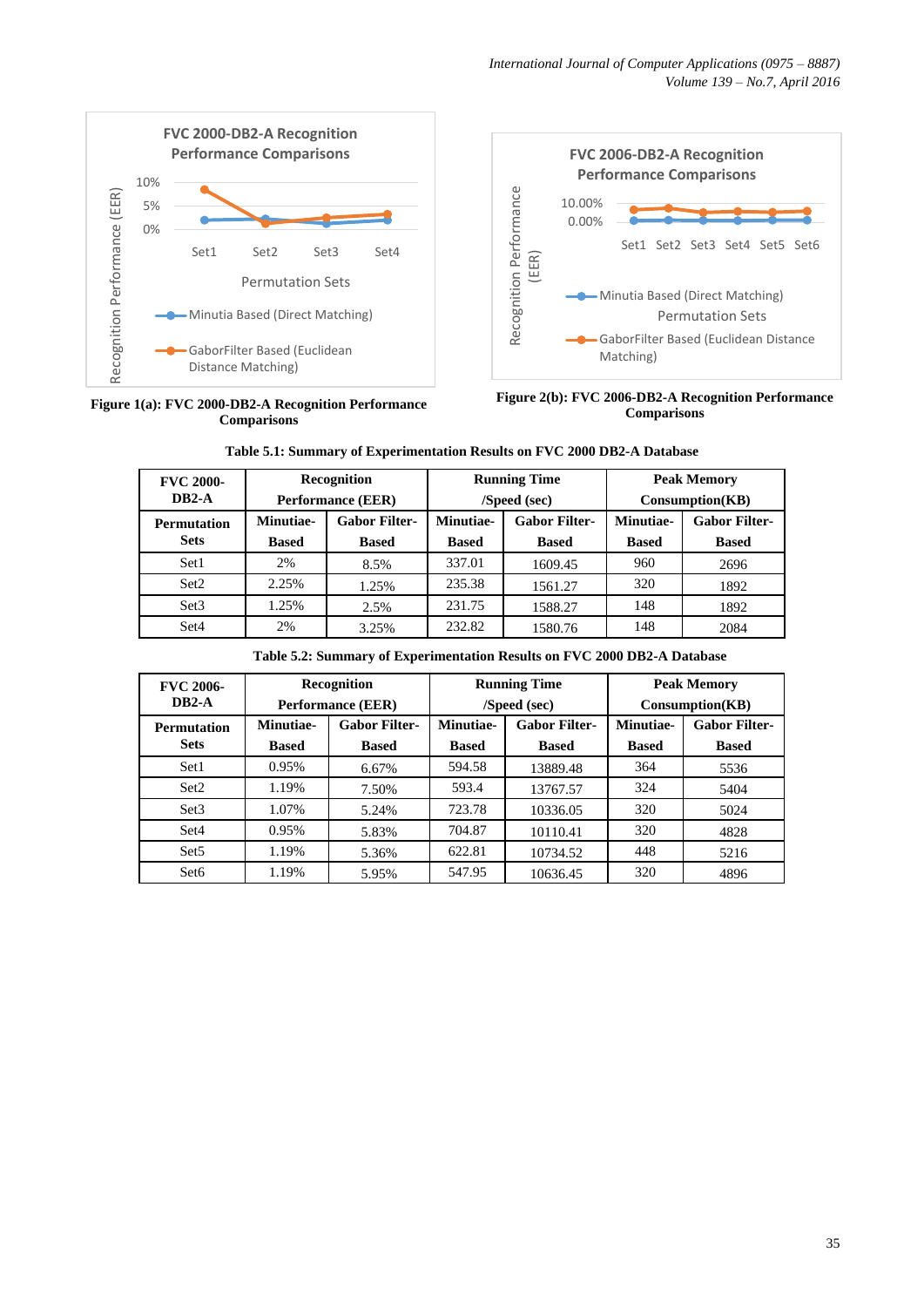Figure 1(a): FVC 2000-DB2-A Recognition Performance Comparisons

Figure 2(b): FVC 2006-DB2-A Recognition Performance Comparisons

**Table 5.1: Summary of Experimentation Results on FVC 2000 DB2-A Database**

| FVC 2000-DB2-A | Recognition Performance (EER) | | Running Time /Speed (sec) | | Peak Memory Consumption(KB) | |
|---|---|---|---|---|---|---|
| **Permutation Sets** | **Minutiae-Based** | **Gabor Filter-Based** | **Minutiae-Based** | **Gabor Filter-Based** | **Minutiae-Based** | **Gabor Filter-Based** |
| Set1 | 2% | 8.5% | 337.01 | 1609.45 | 960 | 2696 |
| Set2 | 2.25% | 1.25% | 235.38 | 1561.27 | 320 | 1892 |
| Set3 | 1.25% | 2.5% | 231.75 | 1588.27 | 148 | 1892 |
| Set4 | 2% | 3.25% | 232.82 | 1580.76 | 148 | 2084 |

**Table 5.2: Summary of Experimentation Results on FVC 2000 DB2-A Database**

| FVC 2006-DB2-A | Recognition Performance (EER) | | Running Time /Speed (sec) | | Peak Memory Consumption(KB) | |
|---|---|---|---|---|---|---|
| **Permutation Sets** | **Minutiae-Based** | **Gabor Filter-Based** | **Minutiae-Based** | **Gabor Filter-Based** | **Minutiae-Based** | **Gabor Filter-Based** |
| Set1 | 0.95% | 6.67% | 594.58 | 13889.48 | 364 | 5536 |
| Set2 | 1.19% | 7.50% | 593.4 | 13767.57 | 324 | 5404 |
| Set3 | 1.07% | 5.24% | 723.78 | 10336.05 | 320 | 5024 |
| Set4 | 0.95% | 5.83% | 704.87 | 10110.41 | 320 | 4828 |
| Set5 | 1.19% | 5.36% | 622.81 | 10734.52 | 448 | 5216 |
| Set6 | 1.19% | 5.95% | 547.95 | 10636.45 | 320 | 4896 |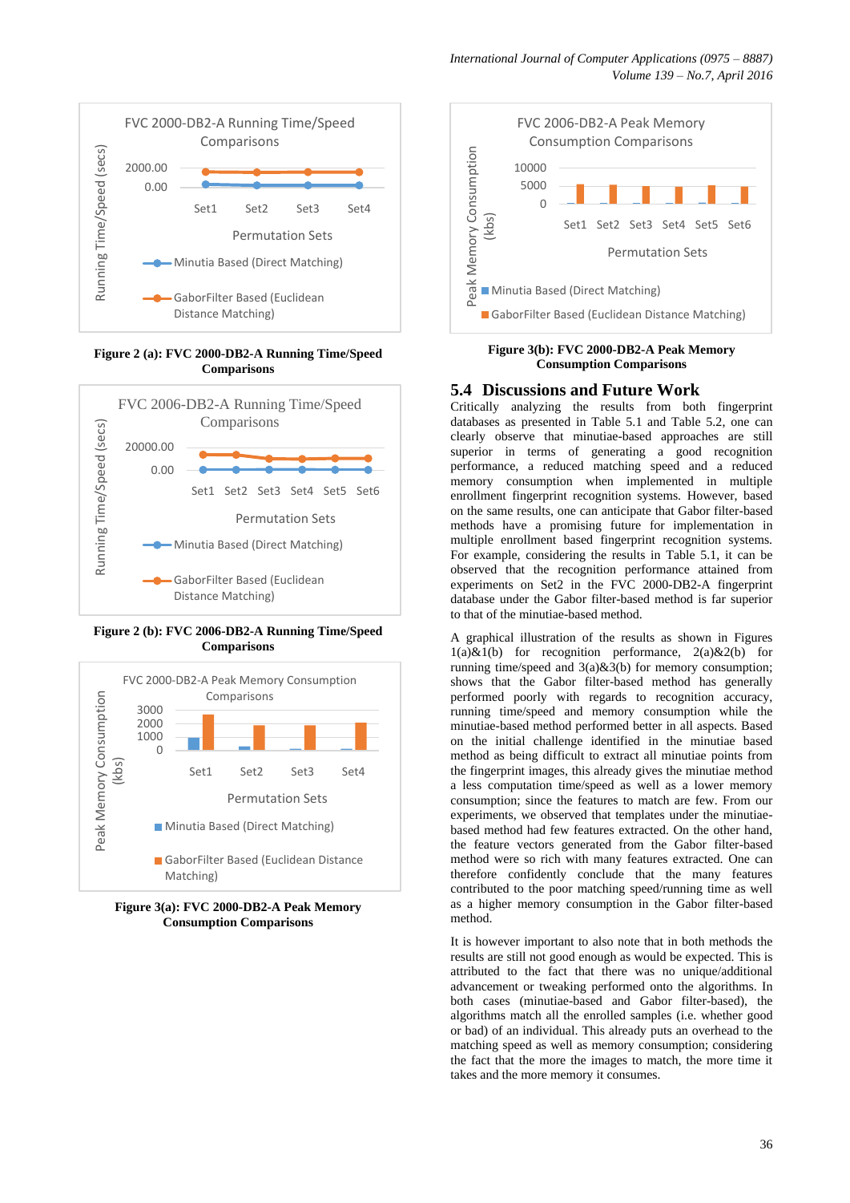Figure 2 (a): FVC 2000-DB2-A Running Time/Speed Comparisons

Figure 2 (b): FVC 2006-DB2-A Running Time/Speed Comparisons

Figure 3(a): FVC 2000-DB2-A Peak Memory Consumption Comparisons

Figure 3(b): FVC 2000-DB2-A Peak Memory Consumption Comparisons

## 5.4 Discussions and Future Work

Critically analyzing the results from both fingerprint databases as presented in Table 5.1 and Table 5.2, one can clearly observe that minutiae-based approaches are still superior in terms of generating a good recognition performance, a reduced matching speed and a reduced memory consumption when implemented in multiple enrollment fingerprint recognition systems. However, based on the same results, one can anticipate that Gabor filter-based methods have a promising future for implementation in multiple enrollment based fingerprint recognition systems. For example, considering the results in Table 5.1, it can be observed that the recognition performance attained from experiments on Set2 in the FVC 2000-DB2-A fingerprint database under the Gabor filter-based method is far superior to that of the minutiae-based method.

A graphical illustration of the results as shown in Figures 1(a)&1(b) for recognition performance, 2(a)&2(b) for running time/speed and 3(a)&3(b) for memory consumption; shows that the Gabor filter-based method has generally performed poorly with regards to recognition accuracy, running time/speed and memory consumption while the minutiae-based method performed better in all aspects. Based on the initial challenge identified in the minutiae based method as being difficult to extract all minutiae points from the fingerprint images, this already gives the minutiae method a less computation time/speed as well as a lower memory consumption; since the features to match are few. From our experiments, we observed that templates under the minutiae-based method had few features extracted. On the other hand, the feature vectors generated from the Gabor filter-based method were so rich with many features extracted. One can therefore confidently conclude that the many features contributed to the poor matching speed/running time as well as a higher memory consumption in the Gabor filter-based method.

It is however important to also note that in both methods the results are still not good enough as would be expected. This is attributed to the fact that there was no unique/additional advancement or tweaking performed onto the algorithms. In both cases (minutiae-based and Gabor filter-based), the algorithms match all the enrolled samples (i.e. whether good or bad) of an individual. This already puts an overhead to the matching speed as well as memory consumption; considering the fact that the more the images to match, the more time it takes and the more memory it consumes.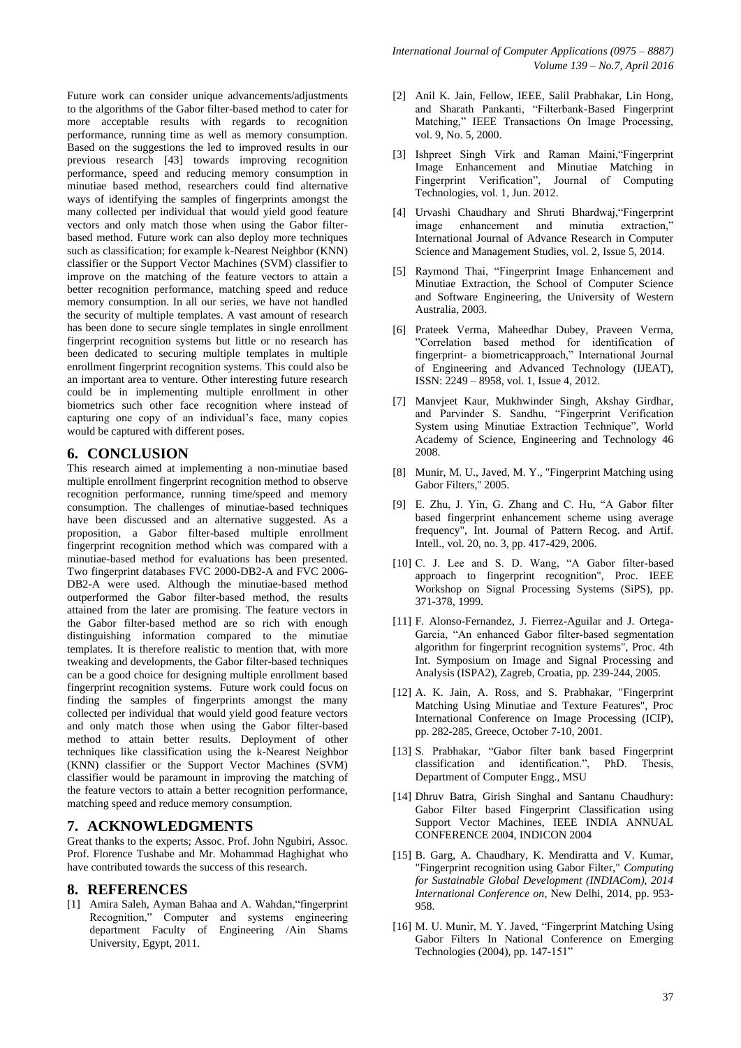Future work can consider unique advancements/adjustments to the algorithms of the Gabor filter-based method to cater for more acceptable results with regards to recognition performance, running time as well as memory consumption. Based on the suggestions the led to improved results in our previous research [43] towards improving recognition performance, speed and reducing memory consumption in minutiae based method, researchers could find alternative ways of identifying the samples of fingerprints amongst the many collected per individual that would yield good feature vectors and only match those when using the Gabor filter-based method. Future work can also deploy more techniques such as classification; for example k-Nearest Neighbor (KNN) classifier or the Support Vector Machines (SVM) classifier to improve on the matching of the feature vectors to attain a better recognition performance, matching speed and reduce memory consumption. In all our series, we have not handled the security of multiple templates. A vast amount of research has been done to secure single templates in single enrollment fingerprint recognition systems but little or no research has been dedicated to securing multiple templates in multiple enrollment fingerprint recognition systems. This could also be an important area to venture. Other interesting future research could be in implementing multiple enrollment in other biometrics such other face recognition where instead of capturing one copy of an individual's face, many copies would be captured with different poses.

## 6. CONCLUSION

This research aimed at implementing a non-minutiae based multiple enrollment fingerprint recognition method to observe recognition performance, running time/speed and memory consumption. The challenges of minutiae-based techniques have been discussed and an alternative suggested. As a proposition, a Gabor filter-based multiple enrollment fingerprint recognition method which was compared with a minutiae-based method for evaluations has been presented. Two fingerprint databases FVC 2000-DB2-A and FVC 2006-DB2-A were used. Although the minutiae-based method outperformed the Gabor filter-based method, the results attained from the later are promising. The feature vectors in the Gabor filter-based method are so rich with enough distinguishing information compared to the minutiae templates. It is therefore realistic to mention that, with more tweaking and developments, the Gabor filter-based techniques can be a good choice for designing multiple enrollment based fingerprint recognition systems. Future work could focus on finding the samples of fingerprints amongst the many collected per individual that would yield good feature vectors and only match those when using the Gabor filter-based method to attain better results. Deployment of other techniques like classification using the k-Nearest Neighbor (KNN) classifier or the Support Vector Machines (SVM) classifier would be paramount in improving the matching of the feature vectors to attain a better recognition performance, matching speed and reduce memory consumption.

## 7. ACKNOWLEDGMENTS

Great thanks to the experts; Assoc. Prof. John Ngubiri, Assoc. Prof. Florence Tushabe and Mr. Mohammad Haghighat who have contributed towards the success of this research.

## 8. REFERENCES

[1] Amira Saleh, Ayman Bahaa and A. Wahdan,"fingerprint Recognition," Computer and systems engineering department Faculty of Engineering /Ain Shams University, Egypt, 2011.

[2] Anil K. Jain, Fellow, IEEE, Salil Prabhakar, Lin Hong, and Sharath Pankanti, "Filterbank-Based Fingerprint Matching," IEEE Transactions On Image Processing, vol. 9, No. 5, 2000.

[3] Ishpreet Singh Virk and Raman Maini,"Fingerprint Image Enhancement and Minutiae Matching in Fingerprint Verification", Journal of Computing Technologies, vol. 1, Jun. 2012.

[4] Urvashi Chaudhary and Shruti Bhardwaj,"Fingerprint image enhancement and minutia extraction," International Journal of Advance Research in Computer Science and Management Studies, vol. 2, Issue 5, 2014.

[5] Raymond Thai, "Fingerprint Image Enhancement and Minutiae Extraction, the School of Computer Science and Software Engineering, the University of Western Australia, 2003.

[6] Prateek Verma, Maheedhar Dubey, Praveen Verma, "Correlation based method for identification of fingerprint- a biometricapproach," International Journal of Engineering and Advanced Technology (IJEAT), ISSN: 2249 – 8958, vol. 1, Issue 4, 2012.

[7] Manvjeet Kaur, Mukhwinder Singh, Akshay Girdhar, and Parvinder S. Sandhu, "Fingerprint Verification System using Minutiae Extraction Technique", World Academy of Science, Engineering and Technology 46 2008.

[8] Munir, M. U., Javed, M. Y., "Fingerprint Matching using Gabor Filters," 2005.

[9] E. Zhu, J. Yin, G. Zhang and C. Hu, "A Gabor filter based fingerprint enhancement scheme using average frequency", Int. Journal of Pattern Recog. and Artif. Intell., vol. 20, no. 3, pp. 417-429, 2006.

[10] C. J. Lee and S. D. Wang, "A Gabor filter-based approach to fingerprint recognition", Proc. IEEE Workshop on Signal Processing Systems (SiPS), pp. 371-378, 1999.

[11] F. Alonso-Fernandez, J. Fierrez-Aguilar and J. Ortega-Garcia, "An enhanced Gabor filter-based segmentation algorithm for fingerprint recognition systems", Proc. 4th Int. Symposium on Image and Signal Processing and Analysis (ISPA2), Zagreb, Croatia, pp. 239-244, 2005.

[12] A. K. Jain, A. Ross, and S. Prabhakar, "Fingerprint Matching Using Minutiae and Texture Features", Proc International Conference on Image Processing (ICIP), pp. 282-285, Greece, October 7-10, 2001.

[13] S. Prabhakar, "Gabor filter bank based Fingerprint classification and identification.", PhD. Thesis, Department of Computer Engg., MSU

[14] Dhruv Batra, Girish Singhal and Santanu Chaudhury: Gabor Filter based Fingerprint Classification using Support Vector Machines, IEEE INDIA ANNUAL CONFERENCE 2004, INDICON 2004

[15] B. Garg, A. Chaudhary, K. Mendiratta and V. Kumar, "Fingerprint recognition using Gabor Filter," *Computing for Sustainable Global Development (INDIACom), 2014 International Conference on*, New Delhi, 2014, pp. 953-958.

[16] M. U. Munir, M. Y. Javed, "Fingerprint Matching Using Gabor Filters In National Conference on Emerging Technologies (2004), pp. 147-151"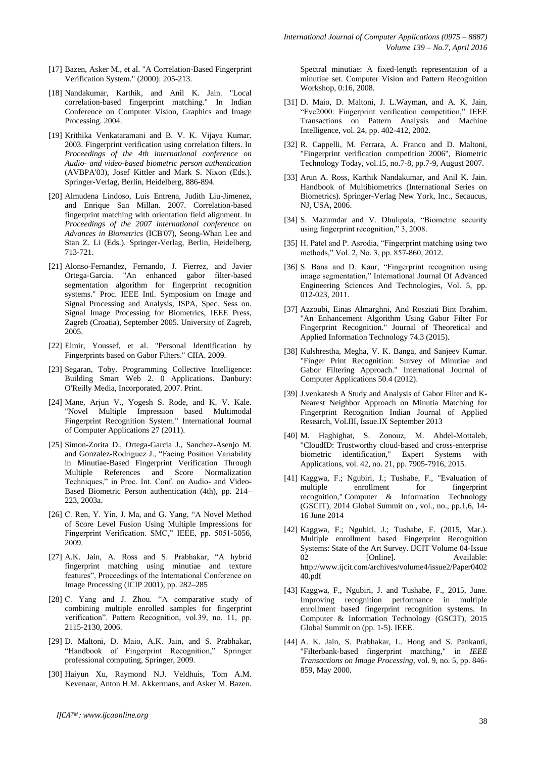[17] Bazen, Asker M., et al. "A Correlation-Based Fingerprint Verification System." (2000): 205-213.

[18] Nandakumar, Karthik, and Anil K. Jain. "Local correlation-based fingerprint matching." In Indian Conference on Computer Vision, Graphics and Image Processing. 2004.

[19] Krithika Venkataramani and B. V. K. Vijaya Kumar. 2003. Fingerprint verification using correlation filters. In *Proceedings of the 4th international conference on Audio- and video-based biometric person authentication* (AVBPA'03), Josef Kittler and Mark S. Nixon (Eds.). Springer-Verlag, Berlin, Heidelberg, 886-894.

[20] Almudena Lindoso, Luis Entrena, Judith Liu-Jimenez, and Enrique San Millan. 2007. Correlation-based fingerprint matching with orientation field alignment. In *Proceedings of the 2007 international conference on Advances in Biometrics* (ICB'07), Seong-Whan Lee and Stan Z. Li (Eds.). Springer-Verlag, Berlin, Heidelberg, 713-721.

[21] Alonso-Fernandez, Fernando, J. Fierrez, and Javier Ortega-Garcia. "An enhanced gabor filter-based segmentation algorithm for fingerprint recognition systems." Proc. IEEE Intl. Symposium on Image and Signal Processing and Analysis, ISPA, Spec. Sess on. Signal Image Processing for Biometrics, IEEE Press, Zagreb (Croatia), September 2005. University of Zagreb, 2005.

[22] Elmir, Youssef, et al. "Personal Identification by Fingerprints based on Gabor Filters." CIIA. 2009.

[23] Segaran, Toby. Programming Collective Intelligence: Building Smart Web 2. 0 Applications. Danbury: O'Reilly Media, Incorporated, 2007. Print.

[24] Mane, Arjun V., Yogesh S. Rode, and K. V. Kale. "Novel Multiple Impression based Multimodal Fingerprint Recognition System." International Journal of Computer Applications 27 (2011).

[25] Simon-Zorita D., Ortega-Garcia J., Sanchez-Asenjo M. and Gonzalez-Rodriguez J., "Facing Position Variability in Minutiae-Based Fingerprint Verification Through Multiple References and Score Normalization Techniques," in Proc. Int. Conf. on Audio- and Video-Based Biometric Person authentication (4th), pp. 214–223, 2003a.

[26] C. Ren, Y. Yin, J. Ma, and G. Yang, "A Novel Method of Score Level Fusion Using Multiple Impressions for Fingerprint Verification. SMC," IEEE, pp. 5051-5056, 2009.

[27] A.K. Jain, A. Ross and S. Prabhakar, "A hybrid fingerprint matching using minutiae and texture features", Proceedings of the International Conference on Image Processing (ICIP 2001), pp. 282–285

[28] C. Yang and J. Zhou. "A comparative study of combining multiple enrolled samples for fingerprint verification". Pattern Recognition, vol.39, no. 11, pp. 2115-2130, 2006.

[29] D. Maltoni, D. Maio, A.K. Jain, and S. Prabhakar, "Handbook of Fingerprint Recognition," Springer professional computing, Springer, 2009.

[30] Haiyun Xu, Raymond N.J. Veldhuis, Tom A.M. Kevenaar, Anton H.M. Akkermans, and Asker M. Bazen. Spectral minutiae: A fixed-length representation of a minutiae set. Computer Vision and Pattern Recognition Workshop, 0:16, 2008.

[31] D. Maio, D. Maltoni, J. L.Wayman, and A. K. Jain, "Fvc2000: Fingerprint verification competition," IEEE Transactions on Pattern Analysis and Machine Intelligence, vol. 24, pp. 402-412, 2002.

[32] R. Cappelli, M. Ferrara, A. Franco and D. Maltoni, "Fingerprint verification competition 2006", Biometric Technology Today, vol.15, no.7-8, pp.7-9, August 2007.

[33] Arun A. Ross, Karthik Nandakumar, and Anil K. Jain. Handbook of Multibiometrics (International Series on Biometrics). Springer-Verlag New York, Inc., Secaucus, NJ, USA, 2006.

[34] S. Mazumdar and V. Dhulipala, "Biometric security using fingerprint recognition," 3, 2008.

[35] H. Patel and P. Asrodia, "Fingerprint matching using two methods," Vol. 2, No. 3, pp. 857-860, 2012.

[36] S. Bana and D. Kaur, "Fingerprint recognition using image segmentation," International Journal Of Advanced Engineering Sciences And Technologies, Vol. 5, pp. 012-023, 2011.

[37] Azzoubi, Einas Almarghni, And Rosziati Bint Ibrahim. "An Enhancement Algorithm Using Gabor Filter For Fingerprint Recognition." Journal of Theoretical and Applied Information Technology 74.3 (2015).

[38] Kulshrestha, Megha, V. K. Banga, and Sanjeev Kumar. "Finger Print Recognition: Survey of Minutiae and Gabor Filtering Approach." International Journal of Computer Applications 50.4 (2012).

[39] J.venkatesh A Study and Analysis of Gabor Filter and K-Nearest Neighbor Approach on Minutia Matching for Fingerprint Recognition Indian Journal of Applied Research, Vol.III, Issue.IX September 2013

[40] M. Haghighat, S. Zonouz, M. Abdel-Mottaleb, "CloudID: Trustworthy cloud-based and cross-enterprise biometric identification," Expert Systems with Applications, vol. 42, no. 21, pp. 7905-7916, 2015.

[41] Kaggwa, F.; Ngubiri, J.; Tushabe, F., "Evaluation of multiple enrollment for fingerprint recognition," Computer & Information Technology (GSCIT), 2014 Global Summit on , vol., no., pp.1,6, 14-16 June 2014

[42] Kaggwa, F.; Ngubiri, J.; Tushabe, F. (2015, Mar.). Multiple enrollment based Fingerprint Recognition Systems: State of the Art Survey. IJCIT Volume 04-Issue 02 [Online]. Available: http://www.ijcit.com/archives/volume4/issue2/Paper040240.pdf

[43] Kaggwa, F., Ngubiri, J. and Tushabe, F., 2015, June. Improving recognition performance in multiple enrollment based fingerprint recognition systems. In Computer & Information Technology (GSCIT), 2015 Global Summit on (pp. 1-5). IEEE.

[44] A. K. Jain, S. Prabhakar, L. Hong and S. Pankanti, "Filterbank-based fingerprint matching," in *IEEE Transactions on Image Processing*, vol. 9, no. 5, pp. 846-859, May 2000.